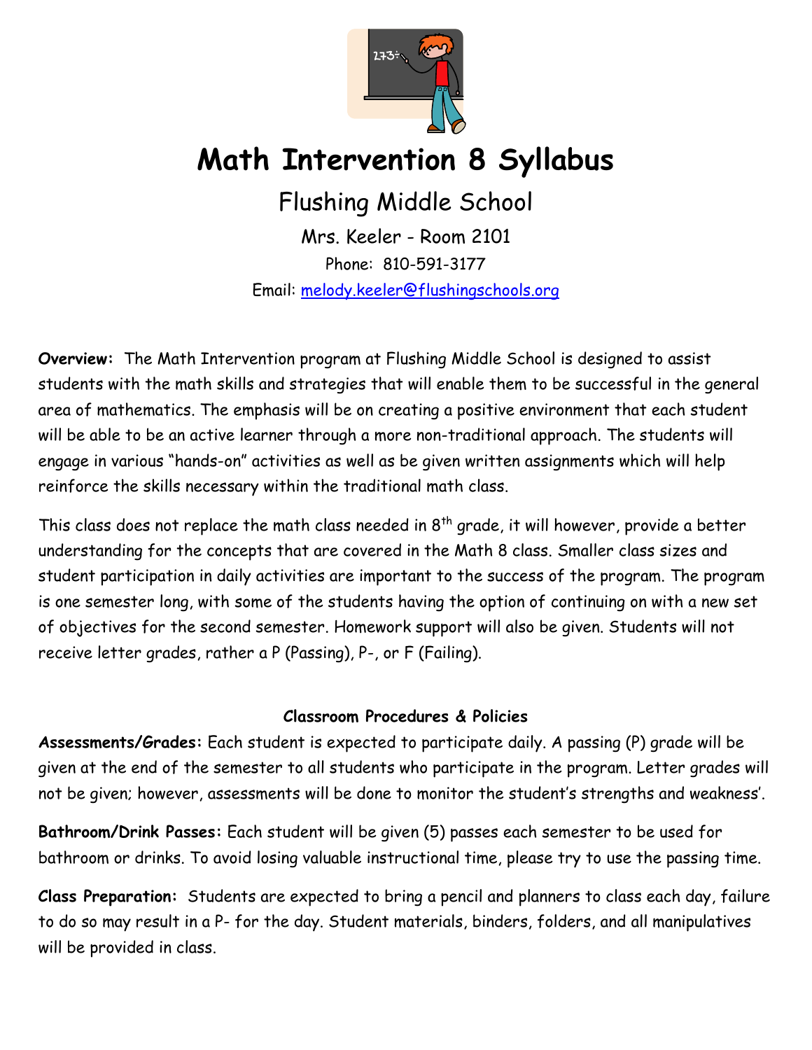# Math Intervention 8 Syllabus

## Flushing Middle School

Mrs. Keeler - Room 2101

Phone: 810-591-3177

Email: melody.keeler@flushingschools.org

**Overview:** The Math Intervention program at Flushing Middle School is designed to assist students with the math skills and strategies that will enable them to be successful in the general area of mathematics. The emphasis will be on creating a positive environment that each student will be able to be an active learner through a more non-traditional approach. The students will engage in various "hands-on" activities as well as be given written assignments which will help reinforce the skills necessary within the traditional math class.

This class does not replace the math class needed in 8th grade, it will however, provide a better understanding for the concepts that are covered in the Math 8 class. Smaller class sizes and student participation in daily activities are important to the success of the program. The program is one semester long, with some of the students having the option of continuing on with a new set of objectives for the second semester. Homework support will also be given. Students will not receive letter grades, rather a P (Passing), P-, or F (Failing).

### Classroom Procedures & Policies

**Assessments/Grades:** Each student is expected to participate daily. A passing (P) grade will be given at the end of the semester to all students who participate in the program. Letter grades will not be given; however, assessments will be done to monitor the student's strengths and weakness'.

**Bathroom/Drink Passes:** Each student will be given (5) passes each semester to be used for bathroom or drinks. To avoid losing valuable instructional time, please try to use the passing time.

**Class Preparation:** Students are expected to bring a pencil and planners to class each day, failure to do so may result in a P- for the day. Student materials, binders, folders, and all manipulatives will be provided in class.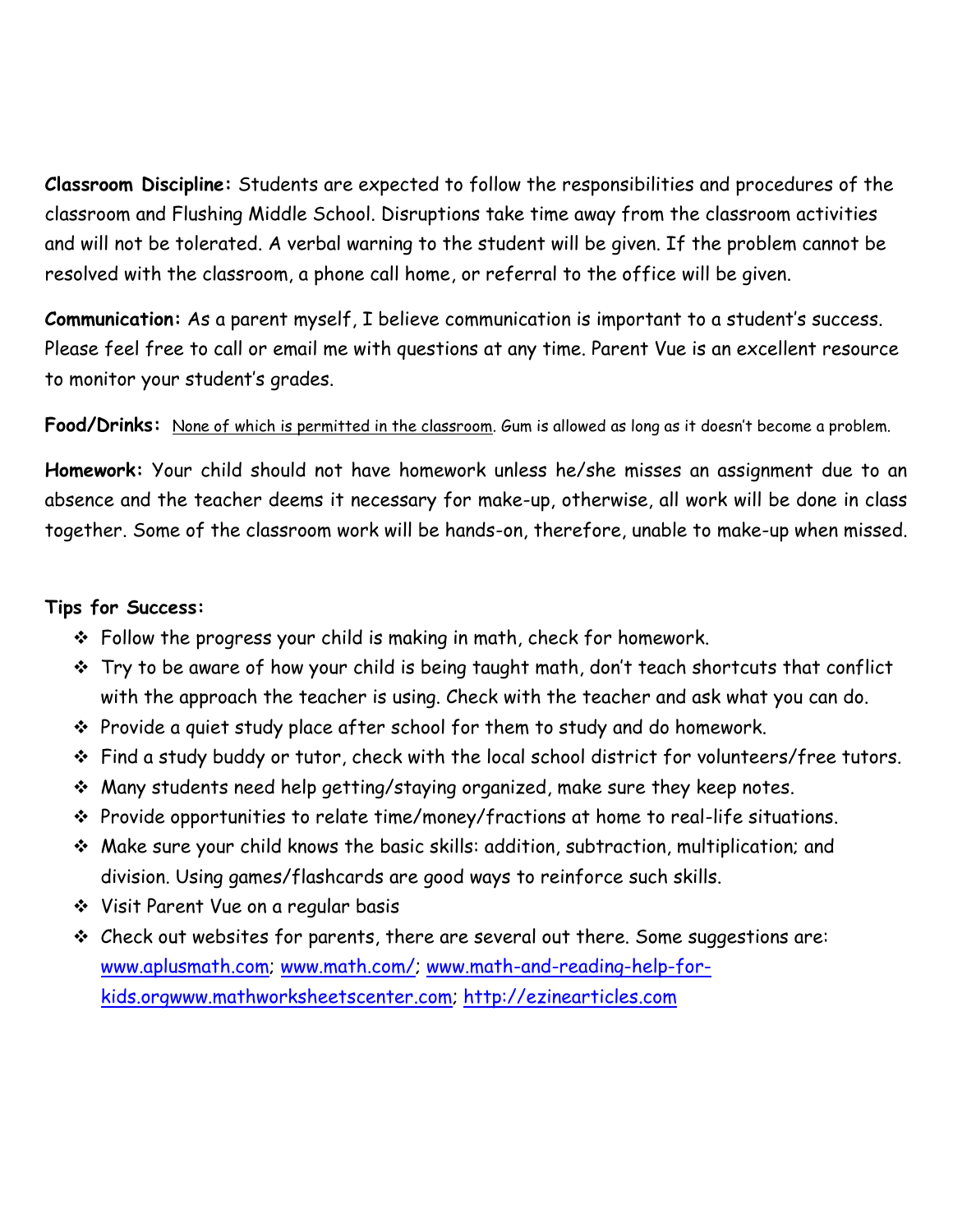**Classroom Discipline:** Students are expected to follow the responsibilities and procedures of the classroom and Flushing Middle School. Disruptions take time away from the classroom activities and will not be tolerated. A verbal warning to the student will be given. If the problem cannot be resolved with the classroom, a phone call home, or referral to the office will be given.

**Communication:** As a parent myself, I believe communication is important to a student's success. Please feel free to call or email me with questions at any time. Parent Vue is an excellent resource to monitor your student's grades.

**Food/Drinks:** None of which is permitted in the classroom. Gum is allowed as long as it doesn't become a problem.

**Homework:** Your child should not have homework unless he/she misses an assignment due to an absence and the teacher deems it necessary for make-up, otherwise, all work will be done in class together. Some of the classroom work will be hands-on, therefore, unable to make-up when missed.

**Tips for Success:**

- Follow the progress your child is making in math, check for homework.
- Try to be aware of how your child is being taught math, don't teach shortcuts that conflict with the approach the teacher is using. Check with the teacher and ask what you can do.
- Provide a quiet study place after school for them to study and do homework.
- Find a study buddy or tutor, check with the local school district for volunteers/free tutors.
- Many students need help getting/staying organized, make sure they keep notes.
- Provide opportunities to relate time/money/fractions at home to real-life situations.
- Make sure your child knows the basic skills: addition, subtraction, multiplication; and division. Using games/flashcards are good ways to reinforce such skills.
- Visit Parent Vue on a regular basis
- Check out websites for parents, there are several out there. Some suggestions are: www.aplusmath.com; www.math.com/; www.math-and-reading-help-for-kids.orgwww.mathworksheetscenter.com; http://ezinearticles.com